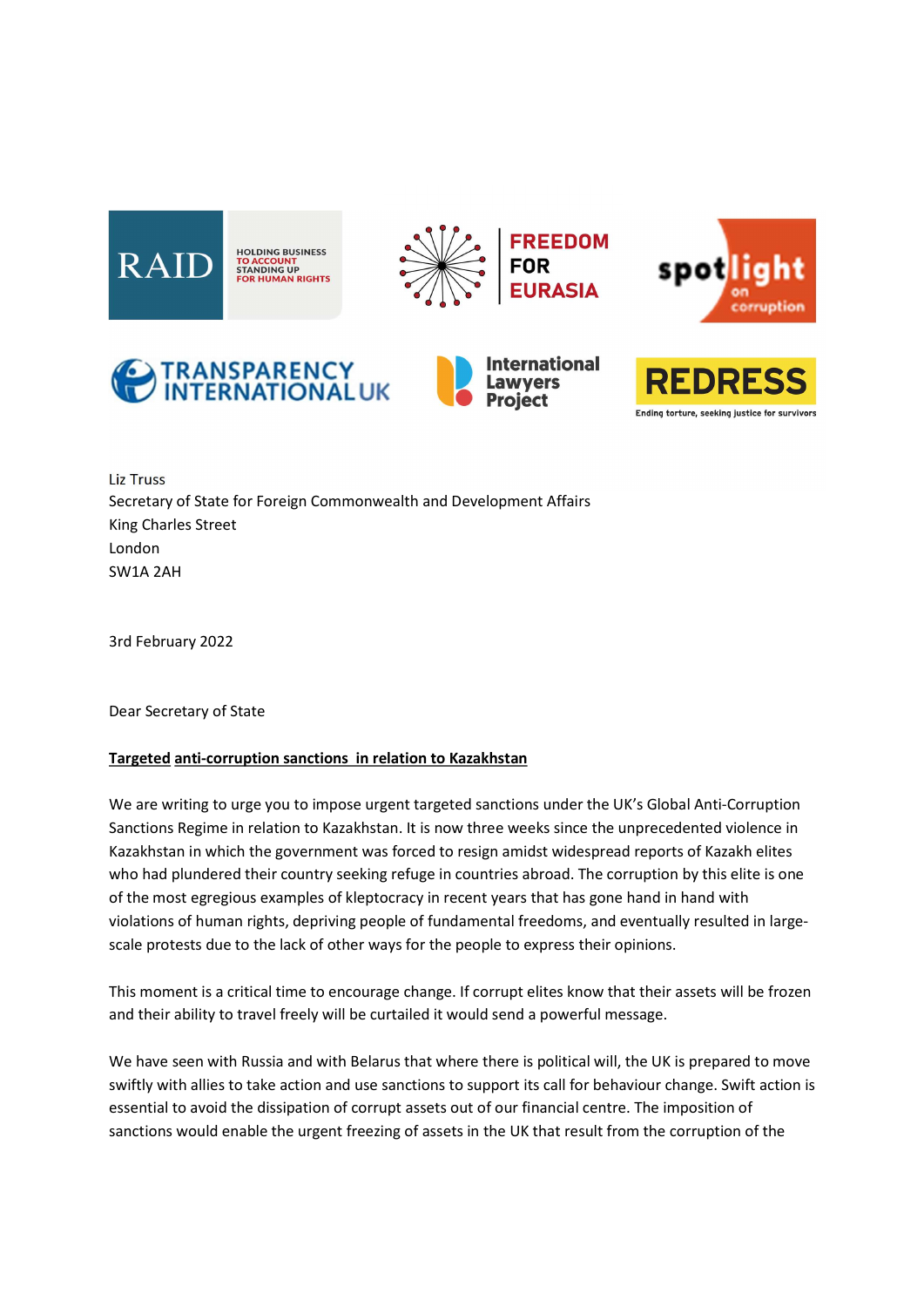RAID HOLDING BUSINESS TO ACCOUNT STANDING UP FOR HUMAN RIGHTS

FREEDOM FOR EURASIA

spotlight on corruption

TRANSPARENCY INTERNATIONAL UK

International Lawyers Project

REDRESS Ending torture, seeking justice for survivors

Liz Truss
Secretary of State for Foreign Commonwealth and Development Affairs
King Charles Street
London
SW1A 2AH

3rd February 2022

Dear Secretary of State

**Targeted anti-corruption sanctions in relation to Kazakhstan**

We are writing to urge you to impose urgent targeted sanctions under the UK's Global Anti-Corruption Sanctions Regime in relation to Kazakhstan. It is now three weeks since the unprecedented violence in Kazakhstan in which the government was forced to resign amidst widespread reports of Kazakh elites who had plundered their country seeking refuge in countries abroad. The corruption by this elite is one of the most egregious examples of kleptocracy in recent years that has gone hand in hand with violations of human rights, depriving people of fundamental freedoms, and eventually resulted in large-scale protests due to the lack of other ways for the people to express their opinions.

This moment is a critical time to encourage change. If corrupt elites know that their assets will be frozen and their ability to travel freely will be curtailed it would send a powerful message.

We have seen with Russia and with Belarus that where there is political will, the UK is prepared to move swiftly with allies to take action and use sanctions to support its call for behaviour change. Swift action is essential to avoid the dissipation of corrupt assets out of our financial centre. The imposition of sanctions would enable the urgent freezing of assets in the UK that result from the corruption of the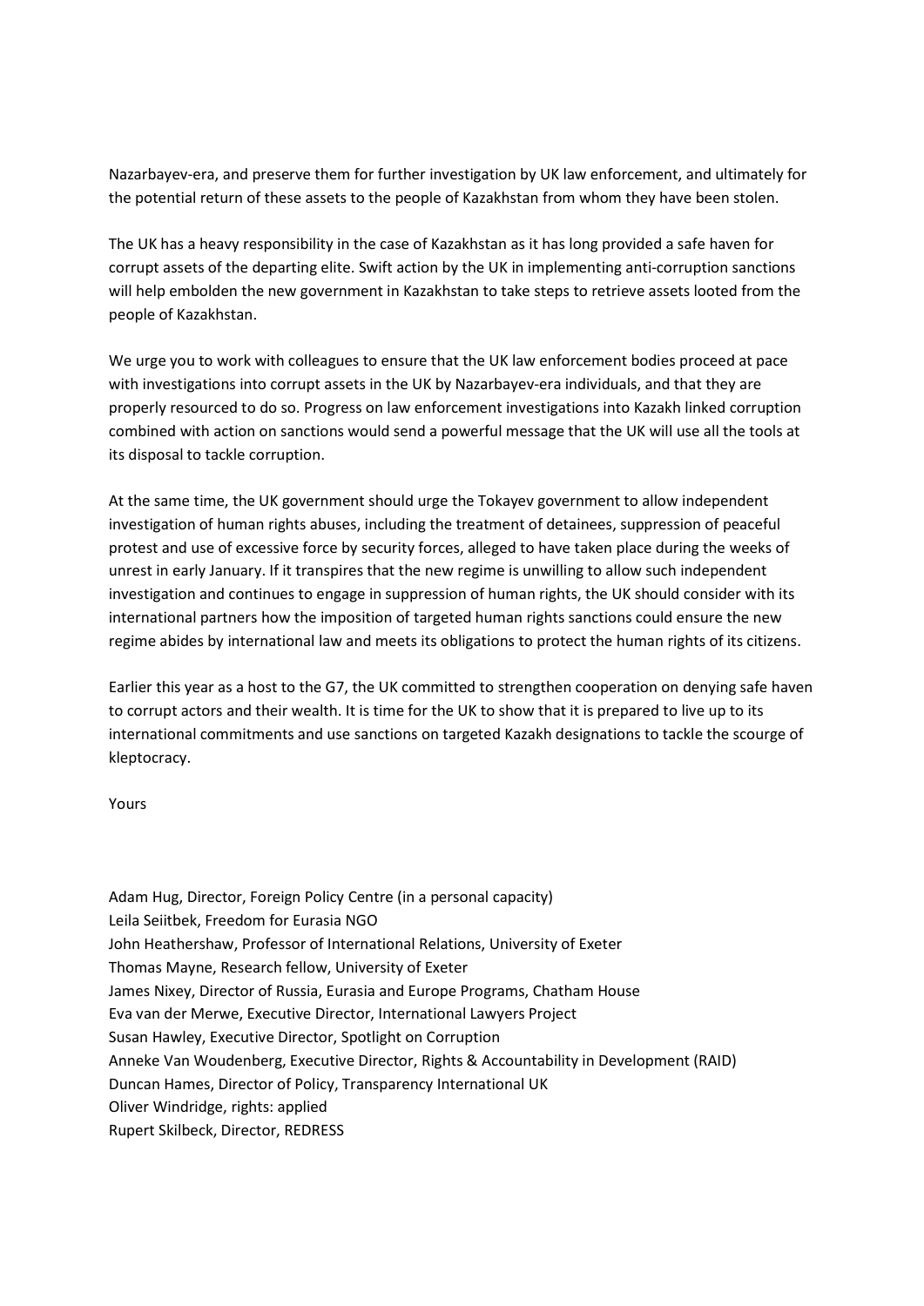Nazarbayev-era, and preserve them for further investigation by UK law enforcement, and ultimately for the potential return of these assets to the people of Kazakhstan from whom they have been stolen.

The UK has a heavy responsibility in the case of Kazakhstan as it has long provided a safe haven for corrupt assets of the departing elite. Swift action by the UK in implementing anti-corruption sanctions will help embolden the new government in Kazakhstan to take steps to retrieve assets looted from the people of Kazakhstan.

We urge you to work with colleagues to ensure that the UK law enforcement bodies proceed at pace with investigations into corrupt assets in the UK by Nazarbayev-era individuals, and that they are properly resourced to do so. Progress on law enforcement investigations into Kazakh linked corruption combined with action on sanctions would send a powerful message that the UK will use all the tools at its disposal to tackle corruption.

At the same time, the UK government should urge the Tokayev government to allow independent investigation of human rights abuses, including the treatment of detainees, suppression of peaceful protest and use of excessive force by security forces, alleged to have taken place during the weeks of unrest in early January. If it transpires that the new regime is unwilling to allow such independent investigation and continues to engage in suppression of human rights, the UK should consider with its international partners how the imposition of targeted human rights sanctions could ensure the new regime abides by international law and meets its obligations to protect the human rights of its citizens.

Earlier this year as a host to the G7, the UK committed to strengthen cooperation on denying safe haven to corrupt actors and their wealth. It is time for the UK to show that it is prepared to live up to its international commitments and use sanctions on targeted Kazakh designations to tackle the scourge of kleptocracy.

Yours

Adam Hug, Director, Foreign Policy Centre (in a personal capacity)
Leila Seiitbek, Freedom for Eurasia NGO
John Heathershaw, Professor of International Relations, University of Exeter
Thomas Mayne, Research fellow, University of Exeter
James Nixey, Director of Russia, Eurasia and Europe Programs, Chatham House
Eva van der Merwe, Executive Director, International Lawyers Project
Susan Hawley, Executive Director, Spotlight on Corruption
Anneke Van Woudenberg, Executive Director, Rights & Accountability in Development (RAID)
Duncan Hames, Director of Policy, Transparency International UK
Oliver Windridge, rights: applied
Rupert Skilbeck, Director, REDRESS